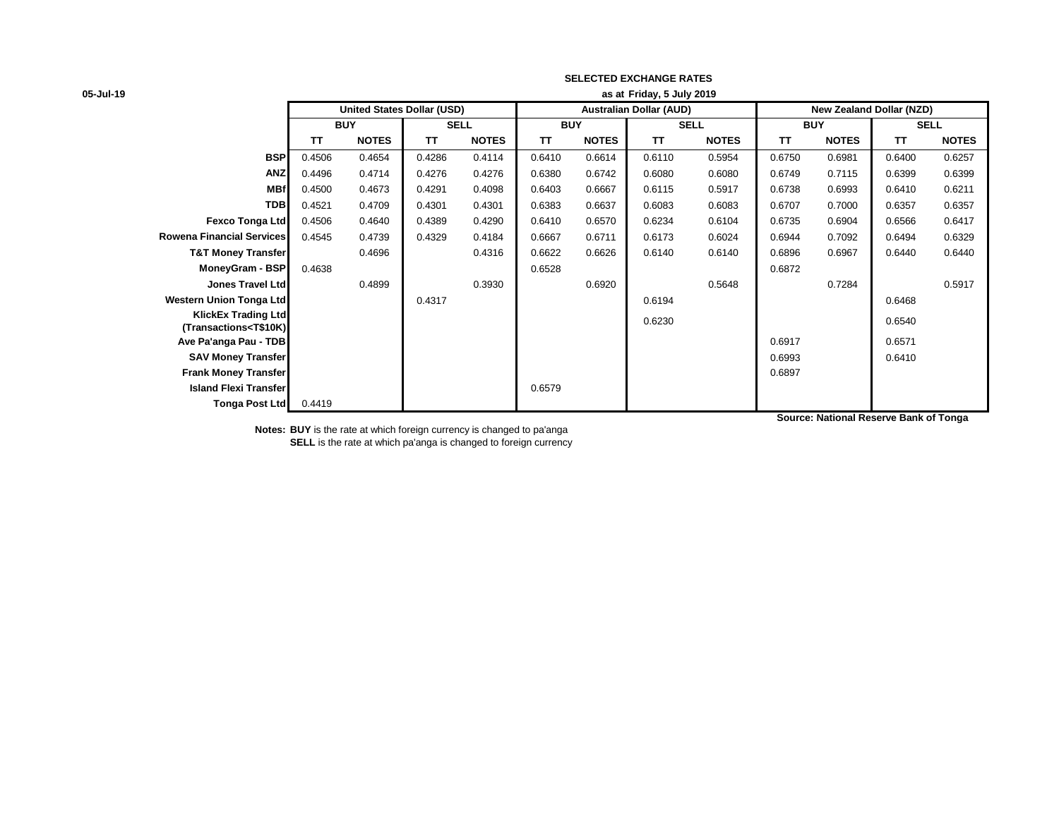05-Jul-19

# SELECTED EXCHANGE RATES

as at Friday, 5 July 2019

| | United States Dollar (USD) | | | | Australian Dollar (AUD) | | | | New Zealand Dollar (NZD) | | | |
|---|---|---|---|---|---|---|---|---|---|---|---|---|
| | BUY | | SELL | | BUY | | SELL | | BUY | | SELL | |
| | TT | NOTES | TT | NOTES | TT | NOTES | TT | NOTES | TT | NOTES | TT | NOTES |
| **BSP** | 0.4506 | 0.4654 | 0.4286 | 0.4114 | 0.6410 | 0.6614 | 0.6110 | 0.5954 | 0.6750 | 0.6981 | 0.6400 | 0.6257 |
| **ANZ** | 0.4496 | 0.4714 | 0.4276 | 0.4276 | 0.6380 | 0.6742 | 0.6080 | 0.6080 | 0.6749 | 0.7115 | 0.6399 | 0.6399 |
| **MBf** | 0.4500 | 0.4673 | 0.4291 | 0.4098 | 0.6403 | 0.6667 | 0.6115 | 0.5917 | 0.6738 | 0.6993 | 0.6410 | 0.6211 |
| **TDB** | 0.4521 | 0.4709 | 0.4301 | 0.4301 | 0.6383 | 0.6637 | 0.6083 | 0.6083 | 0.6707 | 0.7000 | 0.6357 | 0.6357 |
| **Fexco Tonga Ltd** | 0.4506 | 0.4640 | 0.4389 | 0.4290 | 0.6410 | 0.6570 | 0.6234 | 0.6104 | 0.6735 | 0.6904 | 0.6566 | 0.6417 |
| **Rowena Financial Services** | 0.4545 | 0.4739 | 0.4329 | 0.4184 | 0.6667 | 0.6711 | 0.6173 | 0.6024 | 0.6944 | 0.7092 | 0.6494 | 0.6329 |
| **T&T Money Transfer** | | 0.4696 | | 0.4316 | 0.6622 | 0.6626 | 0.6140 | 0.6140 | 0.6896 | 0.6967 | 0.6440 | 0.6440 |
| **MoneyGram - BSP** | 0.4638 | | | | 0.6528 | | | | 0.6872 | | | |
| **Jones Travel Ltd** | | 0.4899 | | 0.3930 | | 0.6920 | | 0.5648 | | 0.7284 | | 0.5917 |
| **Western Union Tonga Ltd** | | | 0.4317 | | | | 0.6194 | | | | 0.6468 | |
| **KlickEx Trading Ltd (Transactions<T$10K)** | | | | | | | 0.6230 | | | | 0.6540 | |
| **Ave Pa'anga Pau - TDB** | | | | | | | | | 0.6917 | | 0.6571 | |
| **SAV Money Transfer** | | | | | | | | | 0.6993 | | 0.6410 | |
| **Frank Money Transfer** | | | | | | | | | 0.6897 | | | |
| **Island Flexi Transfer** | | | | | 0.6579 | | | | | | | |
| **Tonga Post Ltd** | 0.4419 | | | | | | | | | | | |

**Source: National Reserve Bank of Tonga**

**Notes:** **BUY** is the rate at which foreign currency is changed to pa'anga
**SELL** is the rate at which pa'anga is changed to foreign currency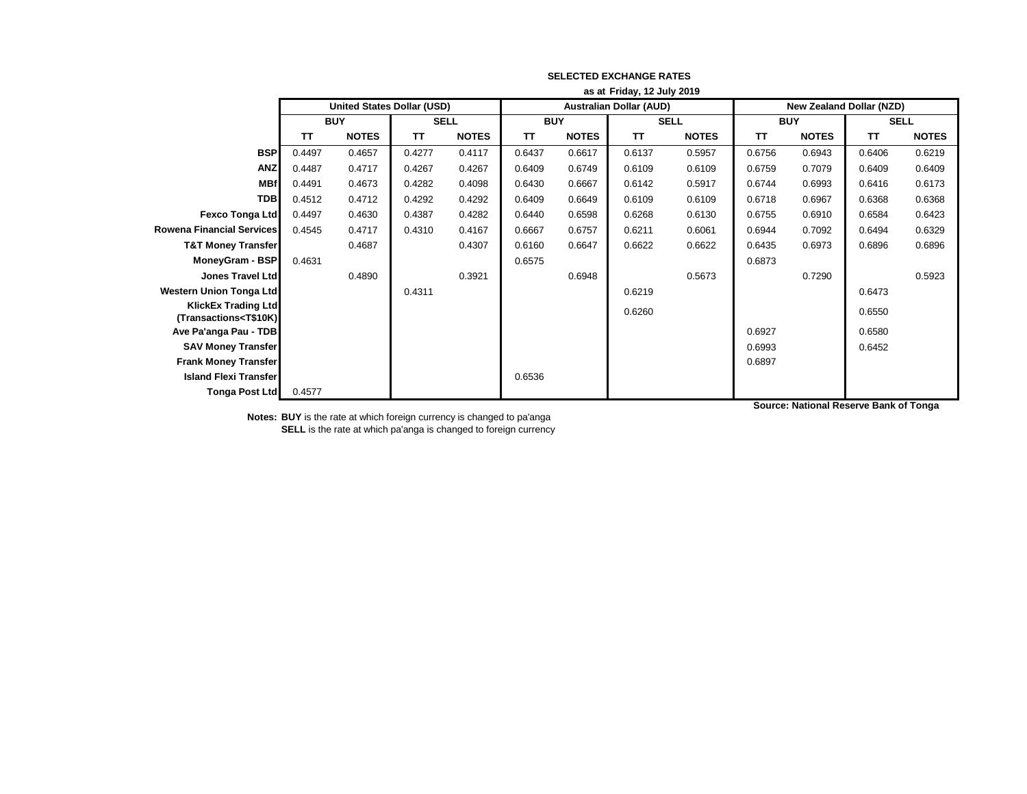**SELECTED EXCHANGE RATES**

**as at Friday, 12 July 2019**

| | United States Dollar (USD) | | | | Australian Dollar (AUD) | | | | New Zealand Dollar (NZD) | | | |
|---|---|---|---|---|---|---|---|---|---|---|---|---|
| | BUY | | SELL | | BUY | | SELL | | BUY | | SELL | |
| | TT | NOTES | TT | NOTES | TT | NOTES | TT | NOTES | TT | NOTES | TT | NOTES |
| **BSP** | 0.4497 | 0.4657 | 0.4277 | 0.4117 | 0.6437 | 0.6617 | 0.6137 | 0.5957 | 0.6756 | 0.6943 | 0.6406 | 0.6219 |
| **ANZ** | 0.4487 | 0.4717 | 0.4267 | 0.4267 | 0.6409 | 0.6749 | 0.6109 | 0.6109 | 0.6759 | 0.7079 | 0.6409 | 0.6409 |
| **MBf** | 0.4491 | 0.4673 | 0.4282 | 0.4098 | 0.6430 | 0.6667 | 0.6142 | 0.5917 | 0.6744 | 0.6993 | 0.6416 | 0.6173 |
| **TDB** | 0.4512 | 0.4712 | 0.4292 | 0.4292 | 0.6409 | 0.6649 | 0.6109 | 0.6109 | 0.6718 | 0.6967 | 0.6368 | 0.6368 |
| **Fexco Tonga Ltd** | 0.4497 | 0.4630 | 0.4387 | 0.4282 | 0.6440 | 0.6598 | 0.6268 | 0.6130 | 0.6755 | 0.6910 | 0.6584 | 0.6423 |
| **Rowena Financial Services** | 0.4545 | 0.4717 | 0.4310 | 0.4167 | 0.6667 | 0.6757 | 0.6211 | 0.6061 | 0.6944 | 0.7092 | 0.6494 | 0.6329 |
| **T&T Money Transfer** | | 0.4687 | | 0.4307 | 0.6160 | 0.6647 | 0.6622 | 0.6622 | 0.6435 | 0.6973 | 0.6896 | 0.6896 |
| **MoneyGram - BSP** | 0.4631 | | | | 0.6575 | | | | 0.6873 | | | |
| **Jones Travel Ltd** | | 0.4890 | | 0.3921 | | 0.6948 | | 0.5673 | | 0.7290 | | 0.5923 |
| **Western Union Tonga Ltd** | | | 0.4311 | | | | 0.6219 | | | | 0.6473 | |
| **KlickEx Trading Ltd (Transactions<T$10K)** | | | | | | | 0.6260 | | | | 0.6550 | |
| **Ave Pa'anga Pau - TDB** | | | | | | | | | 0.6927 | | 0.6580 | |
| **SAV Money Transfer** | | | | | | | | | 0.6993 | | 0.6452 | |
| **Frank Money Transfer** | | | | | | | | | 0.6897 | | | |
| **Island Flexi Transfer** | | | | | 0.6536 | | | | | | | |
| **Tonga Post Ltd** | 0.4577 | | | | | | | | | | | |

**Source: National Reserve Bank of Tonga**

**Notes: BUY** is the rate at which foreign currency is changed to pa'anga
**SELL** is the rate at which pa'anga is changed to foreign currency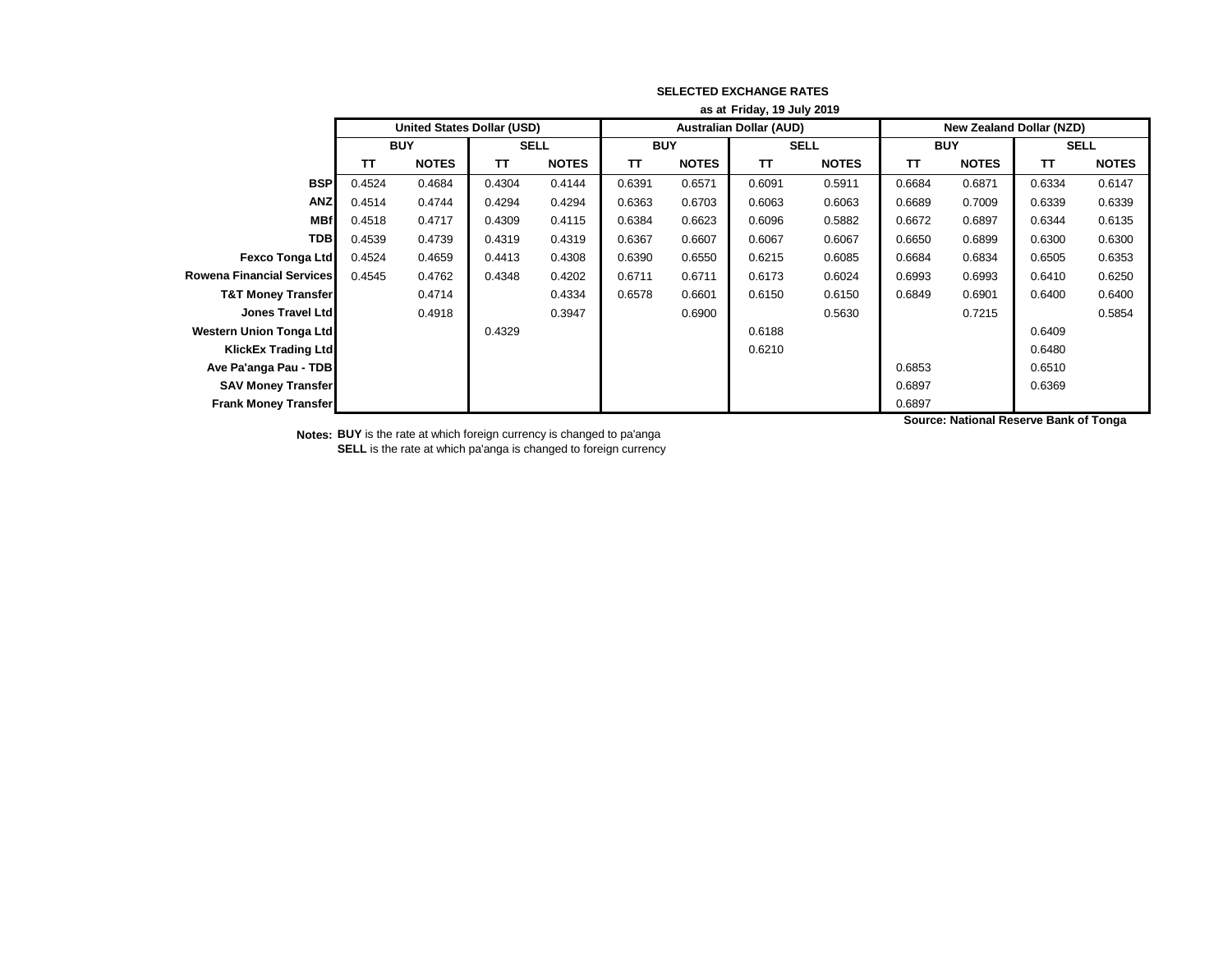**SELECTED EXCHANGE RATES**

**as at Friday, 19 July 2019**

| | United States Dollar (USD) | | | | Australian Dollar (AUD) | | | | New Zealand Dollar (NZD) | | | |
|---|---|---|---|---|---|---|---|---|---|---|---|---|
| | BUY | | SELL | | BUY | | SELL | | BUY | | SELL | |
| | TT | NOTES | TT | NOTES | TT | NOTES | TT | NOTES | TT | NOTES | TT | NOTES |
| **BSP** | 0.4524 | 0.4684 | 0.4304 | 0.4144 | 0.6391 | 0.6571 | 0.6091 | 0.5911 | 0.6684 | 0.6871 | 0.6334 | 0.6147 |
| **ANZ** | 0.4514 | 0.4744 | 0.4294 | 0.4294 | 0.6363 | 0.6703 | 0.6063 | 0.6063 | 0.6689 | 0.7009 | 0.6339 | 0.6339 |
| **MBf** | 0.4518 | 0.4717 | 0.4309 | 0.4115 | 0.6384 | 0.6623 | 0.6096 | 0.5882 | 0.6672 | 0.6897 | 0.6344 | 0.6135 |
| **TDB** | 0.4539 | 0.4739 | 0.4319 | 0.4319 | 0.6367 | 0.6607 | 0.6067 | 0.6067 | 0.6650 | 0.6899 | 0.6300 | 0.6300 |
| **Fexco Tonga Ltd** | 0.4524 | 0.4659 | 0.4413 | 0.4308 | 0.6390 | 0.6550 | 0.6215 | 0.6085 | 0.6684 | 0.6834 | 0.6505 | 0.6353 |
| **Rowena Financial Services** | 0.4545 | 0.4762 | 0.4348 | 0.4202 | 0.6711 | 0.6711 | 0.6173 | 0.6024 | 0.6993 | 0.6993 | 0.6410 | 0.6250 |
| **T&T Money Transfer** | | 0.4714 | | 0.4334 | 0.6578 | 0.6601 | 0.6150 | 0.6150 | 0.6849 | 0.6901 | 0.6400 | 0.6400 |
| **Jones Travel Ltd** | | 0.4918 | | 0.3947 | | 0.6900 | | 0.5630 | | 0.7215 | | 0.5854 |
| **Western Union Tonga Ltd** | | | 0.4329 | | | | 0.6188 | | | | 0.6409 | |
| **KlickEx Trading Ltd** | | | | | | | 0.6210 | | | | 0.6480 | |
| **Ave Pa'anga Pau - TDB** | | | | | | | | | 0.6853 | | 0.6510 | |
| **SAV Money Transfer** | | | | | | | | | 0.6897 | | 0.6369 | |
| **Frank Money Transfer** | | | | | | | | | 0.6897 | | | |

**Source: National Reserve Bank of Tonga**

**Notes:** **BUY** is the rate at which foreign currency is changed to pa'anga
**SELL** is the rate at which pa'anga is changed to foreign currency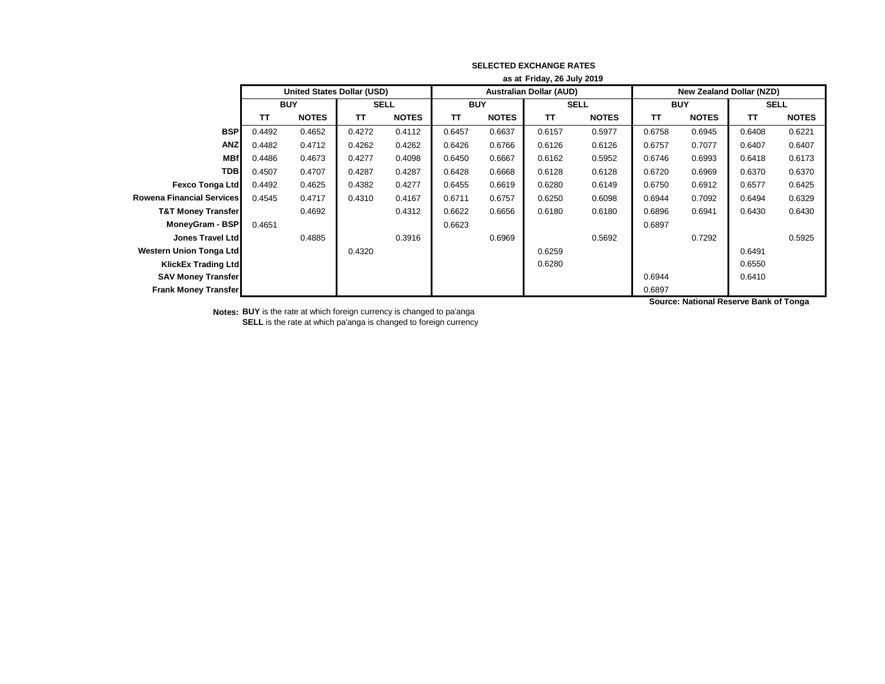**SELECTED EXCHANGE RATES**

**as at Friday, 26 July 2019**

| | United States Dollar (USD) | | | | Australian Dollar (AUD) | | | | New Zealand Dollar (NZD) | | | |
|---|---|---|---|---|---|---|---|---|---|---|---|---|
| | BUY | | SELL | | BUY | | SELL | | BUY | | SELL | |
| | TT | NOTES | TT | NOTES | TT | NOTES | TT | NOTES | TT | NOTES | TT | NOTES |
| **BSP** | 0.4492 | 0.4652 | 0.4272 | 0.4112 | 0.6457 | 0.6637 | 0.6157 | 0.5977 | 0.6758 | 0.6945 | 0.6408 | 0.6221 |
| **ANZ** | 0.4482 | 0.4712 | 0.4262 | 0.4262 | 0.6426 | 0.6766 | 0.6126 | 0.6126 | 0.6757 | 0.7077 | 0.6407 | 0.6407 |
| **MBf** | 0.4486 | 0.4673 | 0.4277 | 0.4098 | 0.6450 | 0.6667 | 0.6162 | 0.5952 | 0.6746 | 0.6993 | 0.6418 | 0.6173 |
| **TDB** | 0.4507 | 0.4707 | 0.4287 | 0.4287 | 0.6428 | 0.6668 | 0.6128 | 0.6128 | 0.6720 | 0.6969 | 0.6370 | 0.6370 |
| **Fexco Tonga Ltd** | 0.4492 | 0.4625 | 0.4382 | 0.4277 | 0.6455 | 0.6619 | 0.6280 | 0.6149 | 0.6750 | 0.6912 | 0.6577 | 0.6425 |
| **Rowena Financial Services** | 0.4545 | 0.4717 | 0.4310 | 0.4167 | 0.6711 | 0.6757 | 0.6250 | 0.6098 | 0.6944 | 0.7092 | 0.6494 | 0.6329 |
| **T&T Money Transfer** | | 0.4692 | | 0.4312 | 0.6622 | 0.6656 | 0.6180 | 0.6180 | 0.6896 | 0.6941 | 0.6430 | 0.6430 |
| **MoneyGram - BSP** | 0.4651 | | | | 0.6623 | | | | 0.6897 | | | |
| **Jones Travel Ltd** | | 0.4885 | | 0.3916 | | 0.6969 | | 0.5692 | | 0.7292 | | 0.5925 |
| **Western Union Tonga Ltd** | | | 0.4320 | | | | 0.6259 | | | | 0.6491 | |
| **KlickEx Trading Ltd** | | | | | | | 0.6280 | | | | 0.6550 | |
| **SAV Money Transfer** | | | | | | | | | 0.6944 | | 0.6410 | |
| **Frank Money Transfer** | | | | | | | | | 0.6897 | | | |

**Source: National Reserve Bank of Tonga**

**Notes:** **BUY** is the rate at which foreign currency is changed to pa'anga
**SELL** is the rate at which pa'anga is changed to foreign currency